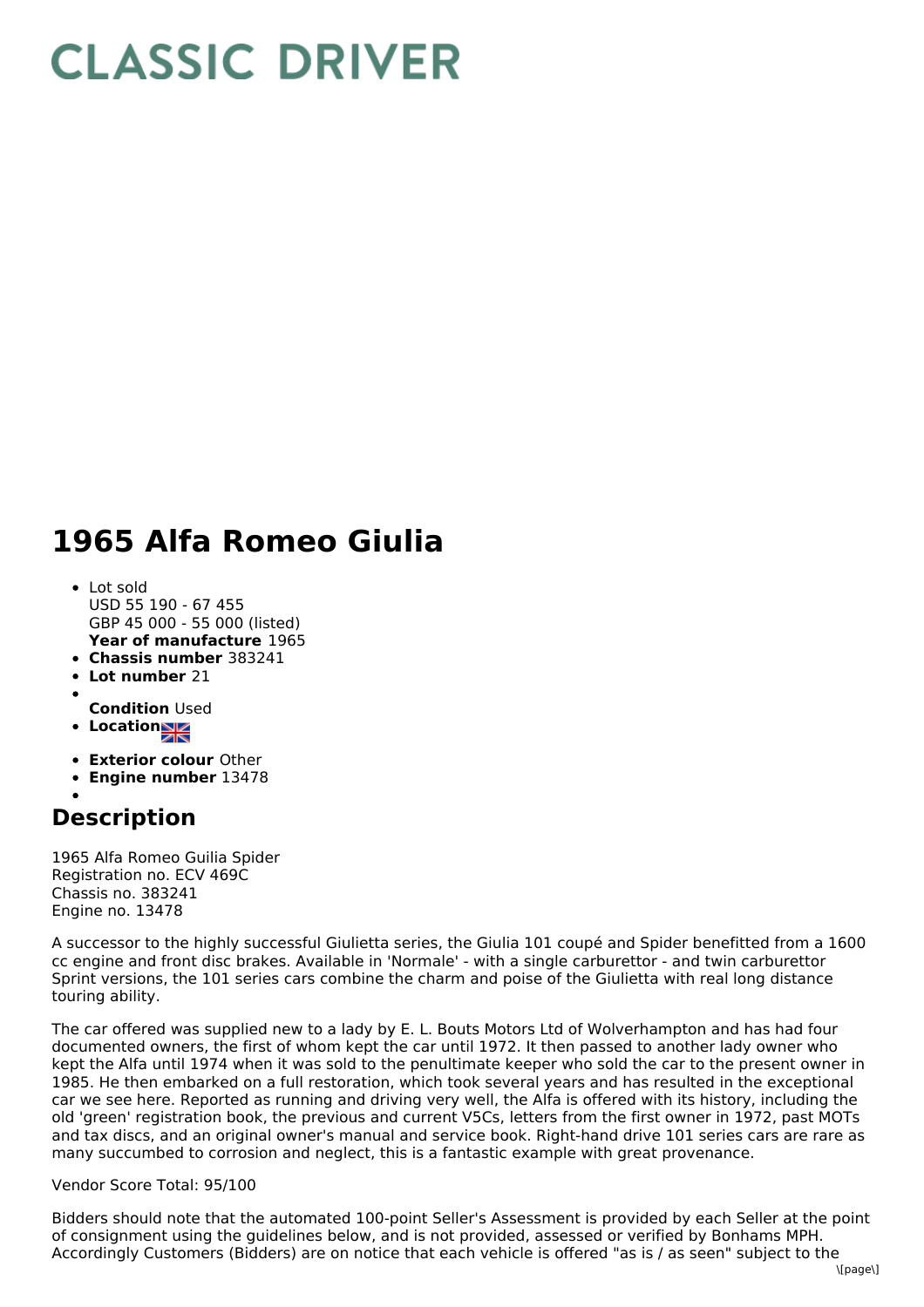# CLASSIC DRIVER

# 1965 Alfa Romeo Giulia

- Lot sold
  USD 55 190 - 67 455
  GBP 45 000 - 55 000 (listed)
  **Year of manufacture** 1965
- **Chassis number** 383241
- **Lot number** 21
- **Condition** Used
- **Location**
- **Exterior colour** Other
- **Engine number** 13478

## Description

1965 Alfa Romeo Guilia Spider
Registration no. ECV 469C
Chassis no. 383241
Engine no. 13478

A successor to the highly successful Giulietta series, the Giulia 101 coupé and Spider benefitted from a 1600 cc engine and front disc brakes. Available in 'Normale' - with a single carburettor - and twin carburettor Sprint versions, the 101 series cars combine the charm and poise of the Giulietta with real long distance touring ability.

The car offered was supplied new to a lady by E. L. Bouts Motors Ltd of Wolverhampton and has had four documented owners, the first of whom kept the car until 1972. It then passed to another lady owner who kept the Alfa until 1974 when it was sold to the penultimate keeper who sold the car to the present owner in 1985. He then embarked on a full restoration, which took several years and has resulted in the exceptional car we see here. Reported as running and driving very well, the Alfa is offered with its history, including the old 'green' registration book, the previous and current V5Cs, letters from the first owner in 1972, past MOTs and tax discs, and an original owner's manual and service book. Right-hand drive 101 series cars are rare as many succumbed to corrosion and neglect, this is a fantastic example with great provenance.

Vendor Score Total: 95/100

Bidders should note that the automated 100-point Seller's Assessment is provided by each Seller at the point of consignment using the guidelines below, and is not provided, assessed or verified by Bonhams MPH. Accordingly Customers (Bidders) are on notice that each vehicle is offered "as is / as seen" subject to the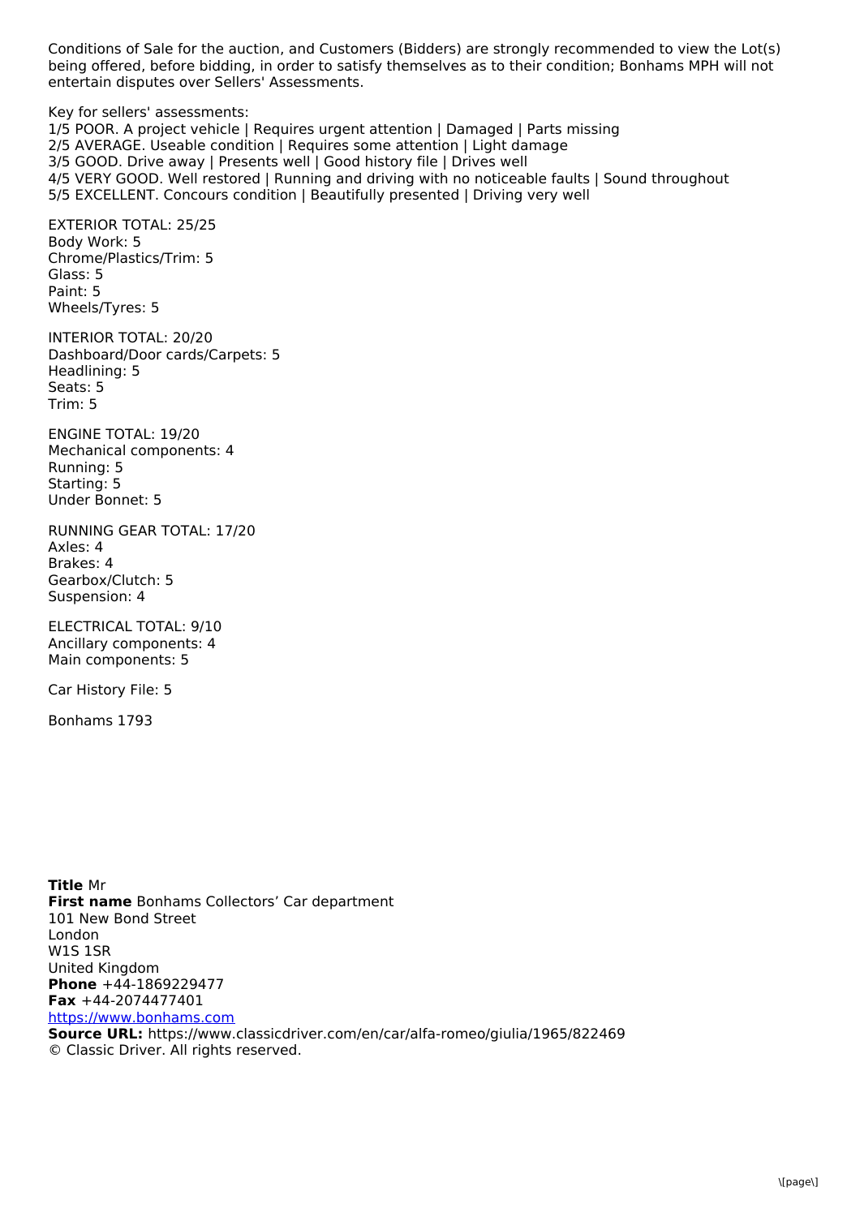Conditions of Sale for the auction, and Customers (Bidders) are strongly recommended to view the Lot(s) being offered, before bidding, in order to satisfy themselves as to their condition; Bonhams MPH will not entertain disputes over Sellers' Assessments.

Key for sellers' assessments:
1/5 POOR. A project vehicle | Requires urgent attention | Damaged | Parts missing
2/5 AVERAGE. Useable condition | Requires some attention | Light damage
3/5 GOOD. Drive away | Presents well | Good history file | Drives well
4/5 VERY GOOD. Well restored | Running and driving with no noticeable faults | Sound throughout
5/5 EXCELLENT. Concours condition | Beautifully presented | Driving very well

EXTERIOR TOTAL: 25/25
Body Work: 5
Chrome/Plastics/Trim: 5
Glass: 5
Paint: 5
Wheels/Tyres: 5

INTERIOR TOTAL: 20/20
Dashboard/Door cards/Carpets: 5
Headlining: 5
Seats: 5
Trim: 5

ENGINE TOTAL: 19/20
Mechanical components: 4
Running: 5
Starting: 5
Under Bonnet: 5

RUNNING GEAR TOTAL: 17/20
Axles: 4
Brakes: 4
Gearbox/Clutch: 5
Suspension: 4

ELECTRICAL TOTAL: 9/10
Ancillary components: 4
Main components: 5

Car History File: 5

Bonhams 1793

**Title** Mr
**First name** Bonhams Collectors' Car department
101 New Bond Street
London
W1S 1SR
United Kingdom
**Phone** +44-1869229477
**Fax** +44-2074477401
https://www.bonhams.com
**Source URL:** https://www.classicdriver.com/en/car/alfa-romeo/giulia/1965/822469
© Classic Driver. All rights reserved.